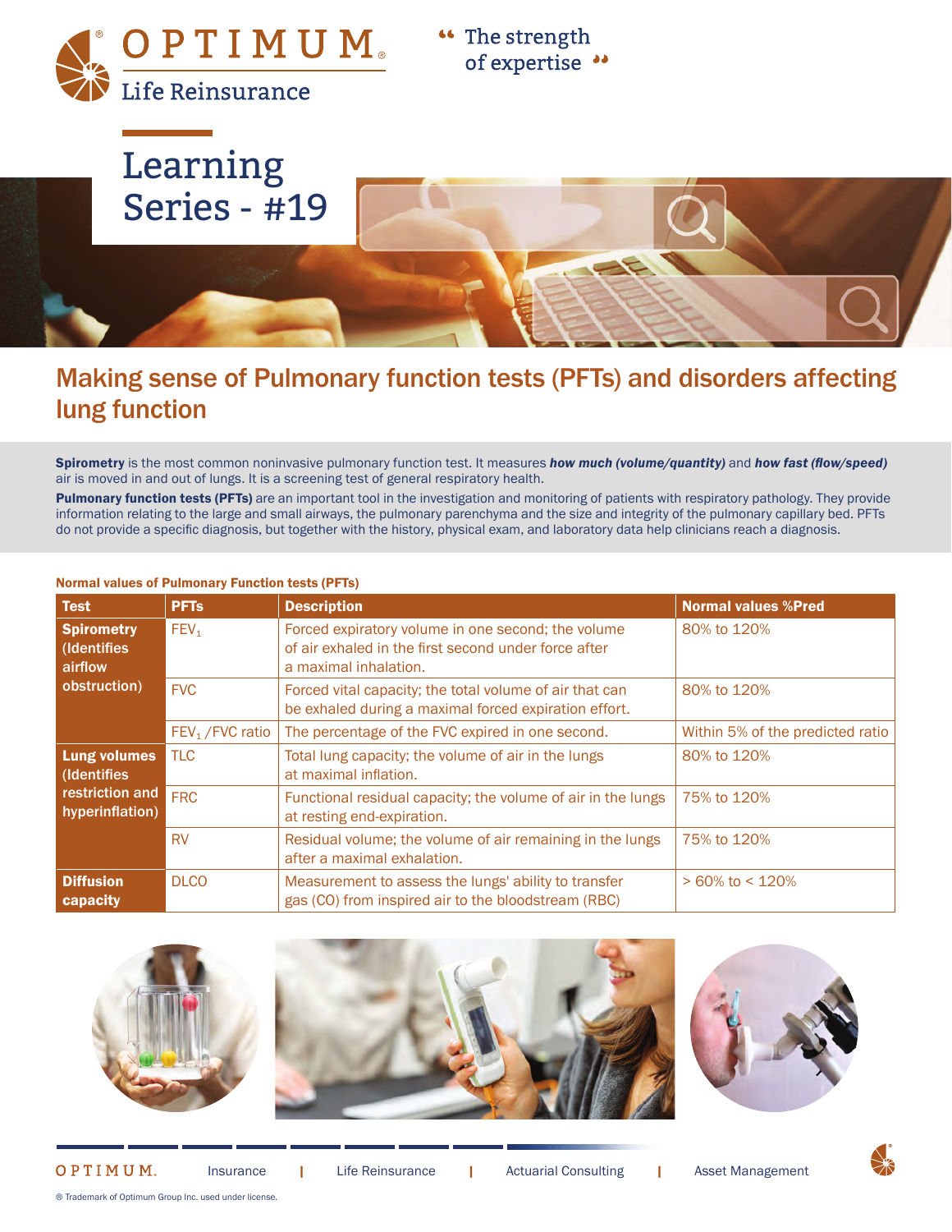# Learning Series - #19

## Making sense of Pulmonary function tests (PFTs) and disorders affecting lung function

**Spirometry** is the most common noninvasive pulmonary function test. It measures ***how much (volume/quantity)*** and ***how fast (flow/speed)*** air is moved in and out of lungs. It is a screening test of general respiratory health.

**Pulmonary function tests (PFTs)** are an important tool in the investigation and monitoring of patients with respiratory pathology. They provide information relating to the large and small airways, the pulmonary parenchyma and the size and integrity of the pulmonary capillary bed. PFTs do not provide a specific diagnosis, but together with the history, physical exam, and laboratory data help clinicians reach a diagnosis.

**Normal values of Pulmonary Function tests (PFTs)**

| Test | PFTs | Description | Normal values %Pred |
|---|---|---|---|
| **Spirometry** (Identifies airflow obstruction) | $FEV_1$ | Forced expiratory volume in one second; the volume of air exhaled in the first second under force after a maximal inhalation. | 80% to 120% |
| | FVC | Forced vital capacity; the total volume of air that can be exhaled during a maximal forced expiration effort. | 80% to 120% |
| | $FEV_1$ /FVC ratio | The percentage of the FVC expired in one second. | Within 5% of the predicted ratio |
| **Lung volumes** (Identifies restriction and hyperinflation) | TLC | Total lung capacity; the volume of air in the lungs at maximal inflation. | 80% to 120% |
| | FRC | Functional residual capacity; the volume of air in the lungs at resting end-expiration. | 75% to 120% |
| | RV | Residual volume; the volume of air remaining in the lungs after a maximal exhalation. | 75% to 120% |
| **Diffusion capacity** | DLCO | Measurement to assess the lungs' ability to transfer gas (CO) from inspired air to the bloodstream (RBC) | > 60% to < 120% |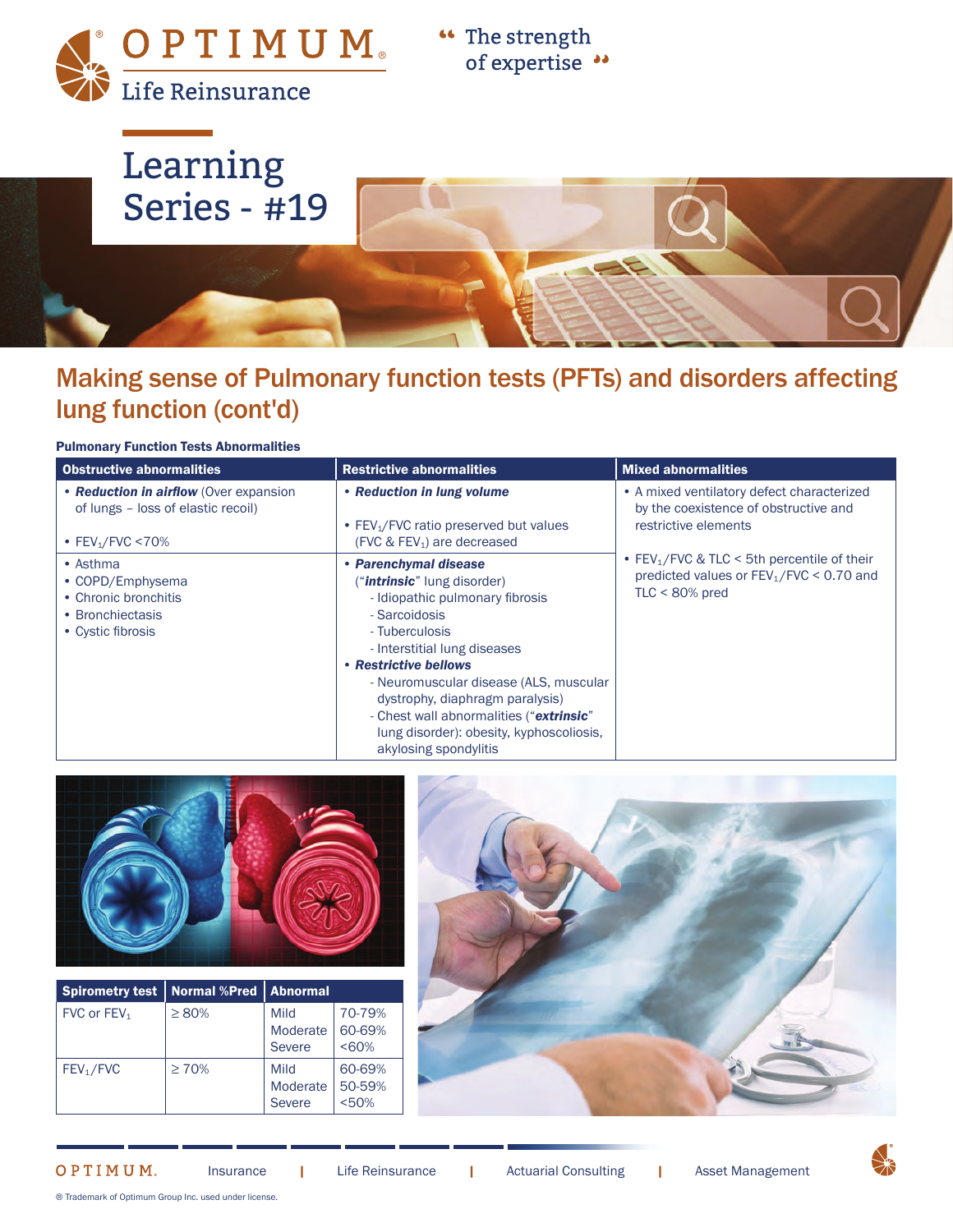# Learning Series - #19

## Making sense of Pulmonary function tests (PFTs) and disorders affecting lung function (cont'd)

**Pulmonary Function Tests Abnormalities**

| Obstructive abnormalities | Restrictive abnormalities | Mixed abnormalities |
|---|---|---|
| • ***Reduction in airflow*** (Over expansion of lungs – loss of elastic recoil)<br><br>• $FEV_1/FVC$ <70% | • ***Reduction in lung volume***<br><br>• $FEV_1/FVC$ ratio preserved but values ($FVC$ & $FEV_1$) are decreased | • A mixed ventilatory defect characterized by the coexistence of obstructive and restrictive elements<br><br>• $FEV_1/FVC$ & TLC < 5th percentile of their predicted values or $FEV_1/FVC$ < 0.70 and TLC < 80% pred |
| • Asthma<br>• COPD/Emphysema<br>• Chronic bronchitis<br>• Bronchiectasis<br>• Cystic fibrosis | • ***Parenchymal disease*** ("***intrinsic***" lung disorder)<br>- Idiopathic pulmonary fibrosis<br>- Sarcoidosis<br>- Tuberculosis<br>- Interstitial lung diseases<br>• ***Restrictive bellows***<br>- Neuromuscular disease (ALS, muscular dystrophy, diaphragm paralysis)<br>- Chest wall abnormalities ("***extrinsic***" lung disorder): obesity, kyphoscoliosis, akylosing spondylitis | |

| Spirometry test | Normal %Pred | Abnormal | |
|---|---|---|---|
| FVC or $FEV_1$ | ≥ 80% | Mild<br>Moderate<br>Severe | 70-79%<br>60-69%<br><60% |
| $FEV_1/FVC$ | ≥ 70% | Mild<br>Moderate<br>Severe | 60-69%<br>50-59%<br><50% |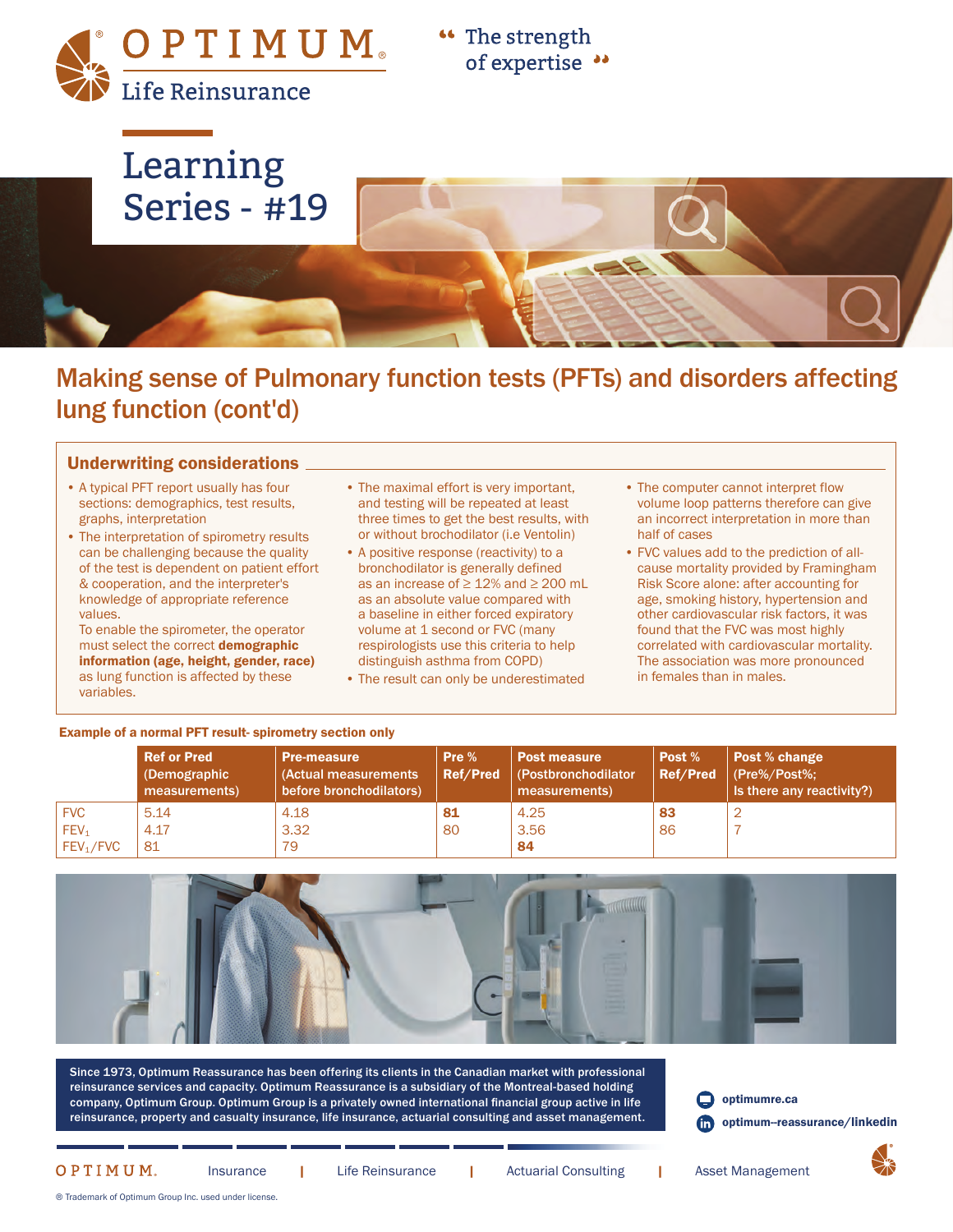# OPTIMUM Life Reinsurance

"The strength of expertise"

## Learning Series - #19

# Making sense of Pulmonary function tests (PFTs) and disorders affecting lung function (cont'd)

## Underwriting considerations

- A typical PFT report usually has four sections: demographics, test results, graphs, interpretation
- The interpretation of spirometry results can be challenging because the quality of the test is dependent on patient effort & cooperation, and the interpreter's knowledge of appropriate reference values.
  To enable the spirometer, the operator must select the correct **demographic information (age, height, gender, race)** as lung function is affected by these variables.
- The maximal effort is very important, and testing will be repeated at least three times to get the best results, with or without brochodilator (i.e Ventolin)
- A positive response (reactivity) to a bronchodilator is generally defined as an increase of ≥ 12% and ≥ 200 mL as an absolute value compared with a baseline in either forced expiratory volume at 1 second or FVC (many respirologists use this criteria to help distinguish asthma from COPD)
- The result can only be underestimated
- The computer cannot interpret flow volume loop patterns therefore can give an incorrect interpretation in more than half of cases
- FVC values add to the prediction of all-cause mortality provided by Framingham Risk Score alone: after accounting for age, smoking history, hypertension and other cardiovascular risk factors, it was found that the FVC was most highly correlated with cardiovascular mortality. The association was more pronounced in females than in males.

**Example of a normal PFT result- spirometry section only**

| | Ref or Pred (Demographic measurements) | Pre-measure (Actual measurements before bronchodilators) | Pre % Ref/Pred | Post measure (Postbronchodilator measurements) | Post % Ref/Pred | Post % change (Pre%/Post%; Is there any reactivity?) |
|---|---|---|---|---|---|---|
| FVC | 5.14 | 4.18 | **81** | 4.25 | **83** | 2 |
| $FEV_1$ | 4.17 | 3.32 | 80 | 3.56 | 86 | 7 |
| $FEV_1$/FVC | 81 | 79 | | **84** | | |

**Since 1973, Optimum Reassurance has been offering its clients in the Canadian market with professional reinsurance services and capacity. Optimum Reassurance is a subsidiary of the Montreal-based holding company, Optimum Group. Optimum Group is a privately owned international financial group active in life reinsurance, property and casualty insurance, life insurance, actuarial consulting and asset management.**

**optimumre.ca**

**optimum–reassurance/linkedin**

OPTIMUM. Insurance | Life Reinsurance | Actuarial Consulting | Asset Management

® Trademark of Optimum Group Inc. used under license.